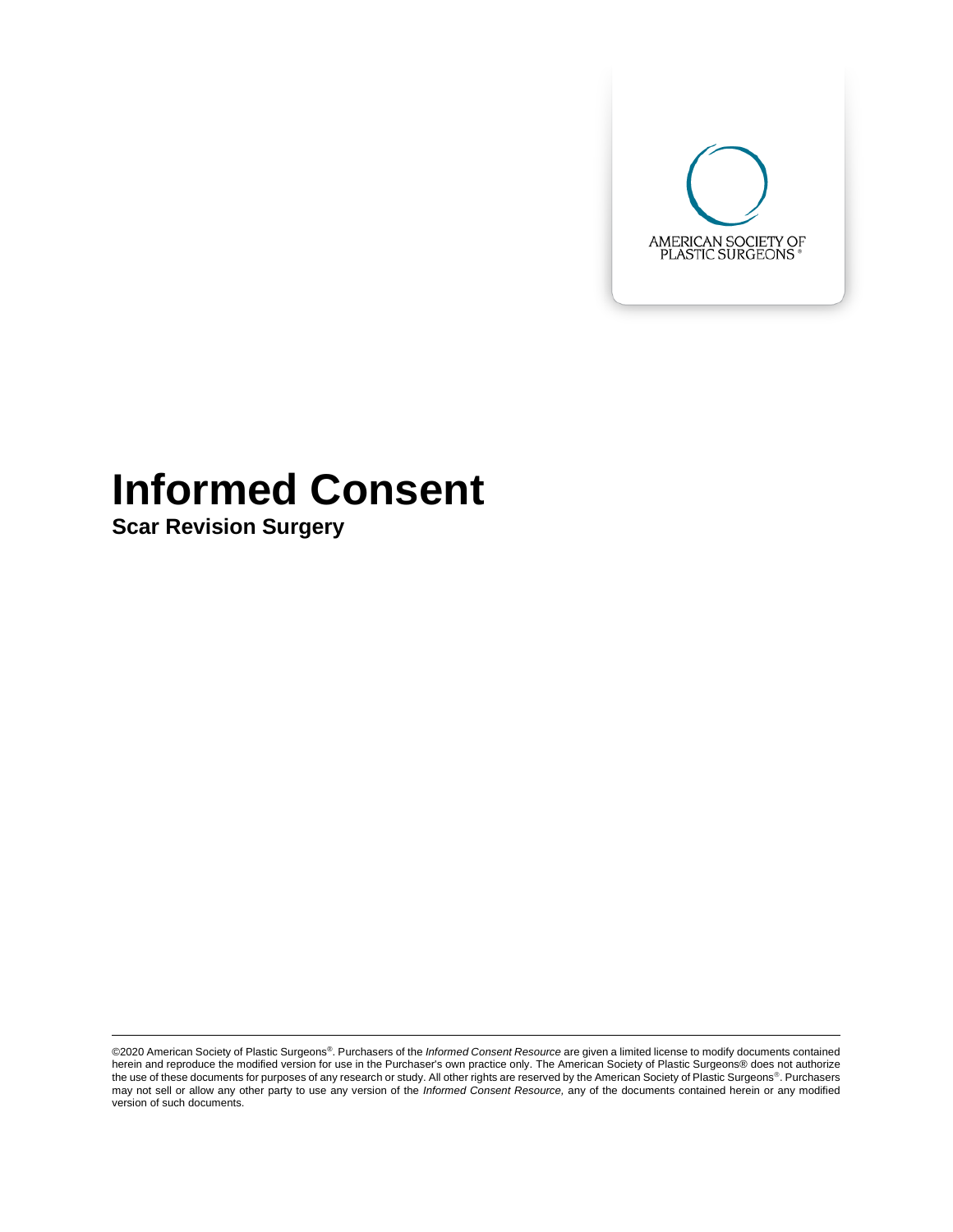AMERICAN SOCIETY OF PLASTIC SURGEONS®

# Informed Consent

## Scar Revision Surgery

©2020 American Society of Plastic Surgeons®. Purchasers of the *Informed Consent Resource* are given a limited license to modify documents contained herein and reproduce the modified version for use in the Purchaser's own practice only. The American Society of Plastic Surgeons® does not authorize the use of these documents for purposes of any research or study. All other rights are reserved by the American Society of Plastic Surgeons®. Purchasers may not sell or allow any other party to use any version of the *Informed Consent Resource,* any of the documents contained herein or any modified version of such documents.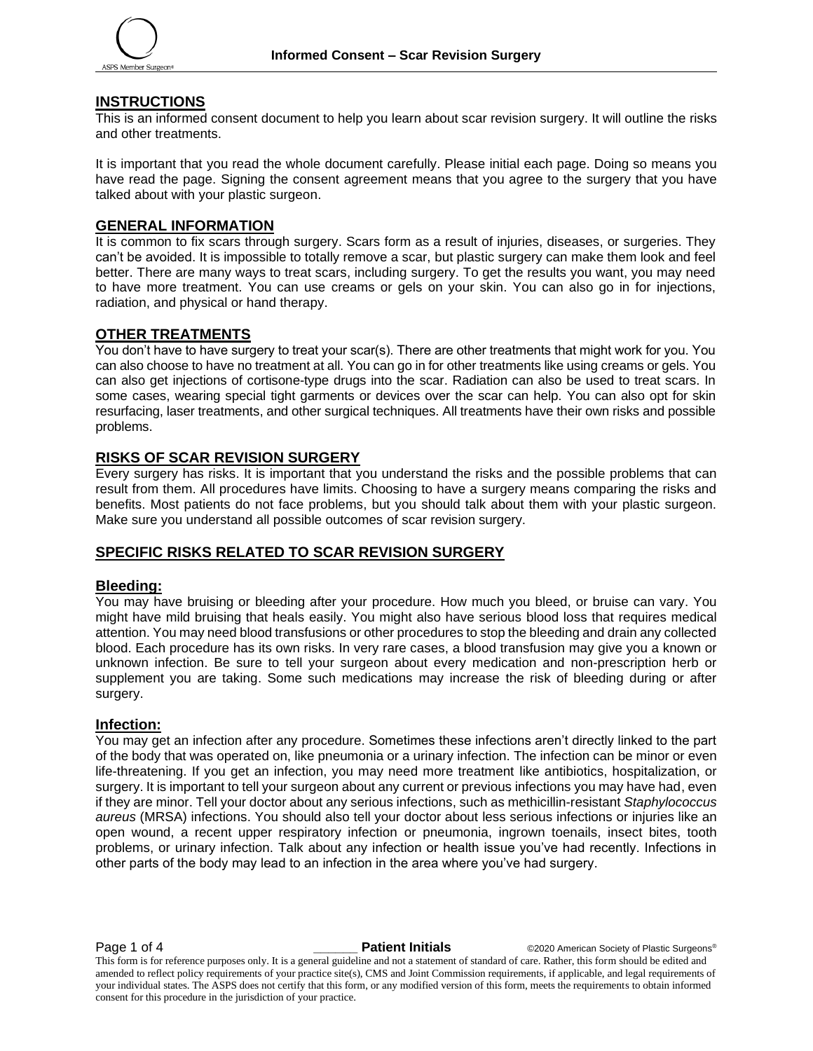## INSTRUCTIONS

This is an informed consent document to help you learn about scar revision surgery. It will outline the risks and other treatments.

It is important that you read the whole document carefully. Please initial each page. Doing so means you have read the page. Signing the consent agreement means that you agree to the surgery that you have talked about with your plastic surgeon.

## GENERAL INFORMATION

It is common to fix scars through surgery. Scars form as a result of injuries, diseases, or surgeries. They can't be avoided. It is impossible to totally remove a scar, but plastic surgery can make them look and feel better. There are many ways to treat scars, including surgery. To get the results you want, you may need to have more treatment. You can use creams or gels on your skin. You can also go in for injections, radiation, and physical or hand therapy.

## OTHER TREATMENTS

You don't have to have surgery to treat your scar(s). There are other treatments that might work for you. You can also choose to have no treatment at all. You can go in for other treatments like using creams or gels. You can also get injections of cortisone-type drugs into the scar. Radiation can also be used to treat scars. In some cases, wearing special tight garments or devices over the scar can help. You can also opt for skin resurfacing, laser treatments, and other surgical techniques. All treatments have their own risks and possible problems.

## RISKS OF SCAR REVISION SURGERY

Every surgery has risks. It is important that you understand the risks and the possible problems that can result from them. All procedures have limits. Choosing to have a surgery means comparing the risks and benefits. Most patients do not face problems, but you should talk about them with your plastic surgeon. Make sure you understand all possible outcomes of scar revision surgery.

## SPECIFIC RISKS RELATED TO SCAR REVISION SURGERY

### Bleeding:

You may have bruising or bleeding after your procedure. How much you bleed, or bruise can vary. You might have mild bruising that heals easily. You might also have serious blood loss that requires medical attention. You may need blood transfusions or other procedures to stop the bleeding and drain any collected blood. Each procedure has its own risks. In very rare cases, a blood transfusion may give you a known or unknown infection. Be sure to tell your surgeon about every medication and non-prescription herb or supplement you are taking. Some such medications may increase the risk of bleeding during or after surgery.

### Infection:

You may get an infection after any procedure. Sometimes these infections aren't directly linked to the part of the body that was operated on, like pneumonia or a urinary infection. The infection can be minor or even life-threatening. If you get an infection, you may need more treatment like antibiotics, hospitalization, or surgery. It is important to tell your surgeon about any current or previous infections you may have had, even if they are minor. Tell your doctor about any serious infections, such as methicillin-resistant *Staphylococcus aureus* (MRSA) infections. You should also tell your doctor about less serious infections or injuries like an open wound, a recent upper respiratory infection or pneumonia, ingrown toenails, insect bites, tooth problems, or urinary infection. Talk about any infection or health issue you've had recently. Infections in other parts of the body may lead to an infection in the area where you've had surgery.

______ **Patient Initials**

This form is for reference purposes only. It is a general guideline and not a statement of standard of care. Rather, this form should be edited and amended to reflect policy requirements of your practice site(s), CMS and Joint Commission requirements, if applicable, and legal requirements of your individual states. The ASPS does not certify that this form, or any modified version of this form, meets the requirements to obtain informed consent for this procedure in the jurisdiction of your practice.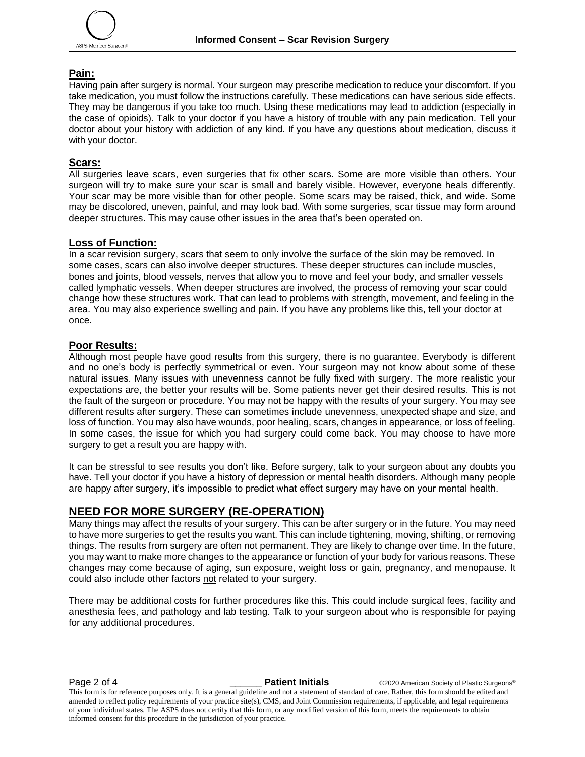### Pain:

Having pain after surgery is normal. Your surgeon may prescribe medication to reduce your discomfort. If you take medication, you must follow the instructions carefully. These medications can have serious side effects. They may be dangerous if you take too much. Using these medications may lead to addiction (especially in the case of opioids). Talk to your doctor if you have a history of trouble with any pain medication. Tell your doctor about your history with addiction of any kind. If you have any questions about medication, discuss it with your doctor.

### Scars:

All surgeries leave scars, even surgeries that fix other scars. Some are more visible than others. Your surgeon will try to make sure your scar is small and barely visible. However, everyone heals differently. Your scar may be more visible than for other people. Some scars may be raised, thick, and wide. Some may be discolored, uneven, painful, and may look bad. With some surgeries, scar tissue may form around deeper structures. This may cause other issues in the area that's been operated on.

### Loss of Function:

In a scar revision surgery, scars that seem to only involve the surface of the skin may be removed. In some cases, scars can also involve deeper structures. These deeper structures can include muscles, bones and joints, blood vessels, nerves that allow you to move and feel your body, and smaller vessels called lymphatic vessels. When deeper structures are involved, the process of removing your scar could change how these structures work. That can lead to problems with strength, movement, and feeling in the area. You may also experience swelling and pain. If you have any problems like this, tell your doctor at once.

### Poor Results:

Although most people have good results from this surgery, there is no guarantee. Everybody is different and no one's body is perfectly symmetrical or even. Your surgeon may not know about some of these natural issues. Many issues with unevenness cannot be fully fixed with surgery. The more realistic your expectations are, the better your results will be. Some patients never get their desired results. This is not the fault of the surgeon or procedure. You may not be happy with the results of your surgery. You may see different results after surgery. These can sometimes include unevenness, unexpected shape and size, and loss of function. You may also have wounds, poor healing, scars, changes in appearance, or loss of feeling. In some cases, the issue for which you had surgery could come back. You may choose to have more surgery to get a result you are happy with.

It can be stressful to see results you don't like. Before surgery, talk to your surgeon about any doubts you have. Tell your doctor if you have a history of depression or mental health disorders. Although many people are happy after surgery, it's impossible to predict what effect surgery may have on your mental health.

## NEED FOR MORE SURGERY (RE-OPERATION)

Many things may affect the results of your surgery. This can be after surgery or in the future. You may need to have more surgeries to get the results you want. This can include tightening, moving, shifting, or removing things. The results from surgery are often not permanent. They are likely to change over time. In the future, you may want to make more changes to the appearance or function of your body for various reasons. These changes may come because of aging, sun exposure, weight loss or gain, pregnancy, and menopause. It could also include other factors not related to your surgery.

There may be additional costs for further procedures like this. This could include surgical fees, facility and anesthesia fees, and pathology and lab testing. Talk to your surgeon about who is responsible for paying for any additional procedures.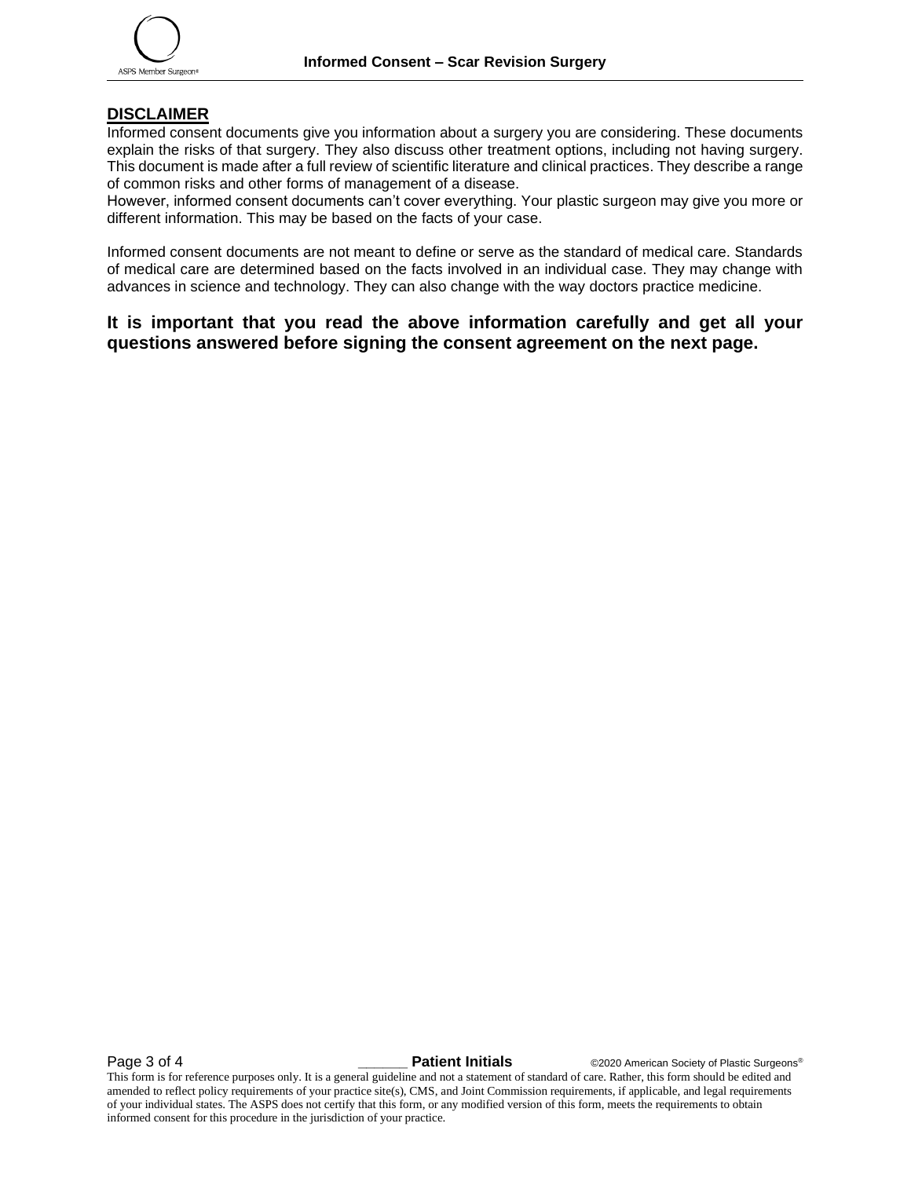## DISCLAIMER

Informed consent documents give you information about a surgery you are considering. These documents explain the risks of that surgery. They also discuss other treatment options, including not having surgery. This document is made after a full review of scientific literature and clinical practices. They describe a range of common risks and other forms of management of a disease.
However, informed consent documents can't cover everything. Your plastic surgeon may give you more or different information. This may be based on the facts of your case.

Informed consent documents are not meant to define or serve as the standard of medical care. Standards of medical care are determined based on the facts involved in an individual case. They may change with advances in science and technology. They can also change with the way doctors practice medicine.

**It is important that you read the above information carefully and get all your questions answered before signing the consent agreement on the next page.**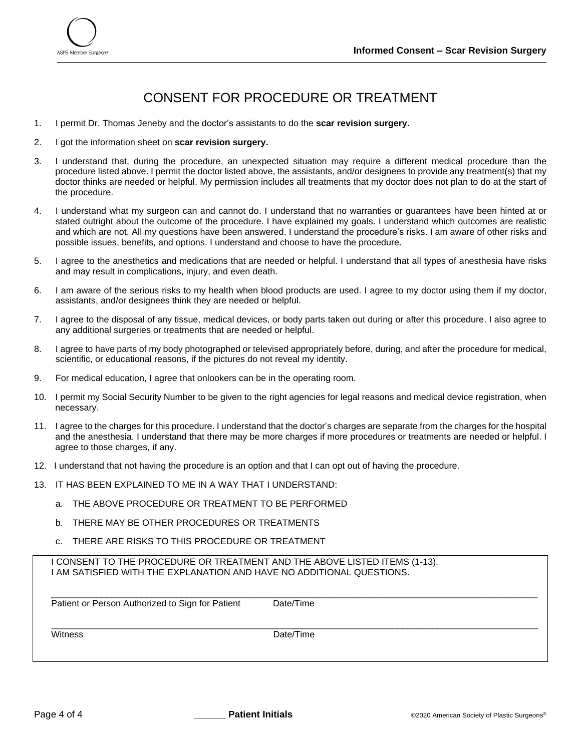# CONSENT FOR PROCEDURE OR TREATMENT

1. I permit Dr. Thomas Jeneby and the doctor's assistants to do the **scar revision surgery.**
2. I got the information sheet on **scar revision surgery.**
3. I understand that, during the procedure, an unexpected situation may require a different medical procedure than the procedure listed above. I permit the doctor listed above, the assistants, and/or designees to provide any treatment(s) that my doctor thinks are needed or helpful. My permission includes all treatments that my doctor does not plan to do at the start of the procedure.
4. I understand what my surgeon can and cannot do. I understand that no warranties or guarantees have been hinted at or stated outright about the outcome of the procedure. I have explained my goals. I understand which outcomes are realistic and which are not. All my questions have been answered. I understand the procedure's risks. I am aware of other risks and possible issues, benefits, and options. I understand and choose to have the procedure.
5. I agree to the anesthetics and medications that are needed or helpful. I understand that all types of anesthesia have risks and may result in complications, injury, and even death.
6. I am aware of the serious risks to my health when blood products are used. I agree to my doctor using them if my doctor, assistants, and/or designees think they are needed or helpful.
7. I agree to the disposal of any tissue, medical devices, or body parts taken out during or after this procedure. I also agree to any additional surgeries or treatments that are needed or helpful.
8. I agree to have parts of my body photographed or televised appropriately before, during, and after the procedure for medical, scientific, or educational reasons, if the pictures do not reveal my identity.
9. For medical education, I agree that onlookers can be in the operating room.
10. I permit my Social Security Number to be given to the right agencies for legal reasons and medical device registration, when necessary.
11. I agree to the charges for this procedure. I understand that the doctor's charges are separate from the charges for the hospital and the anesthesia. I understand that there may be more charges if more procedures or treatments are needed or helpful. I agree to those charges, if any.
12. I understand that not having the procedure is an option and that I can opt out of having the procedure.
13. IT HAS BEEN EXPLAINED TO ME IN A WAY THAT I UNDERSTAND:
    a. THE ABOVE PROCEDURE OR TREATMENT TO BE PERFORMED
    b. THERE MAY BE OTHER PROCEDURES OR TREATMENTS
    c. THERE ARE RISKS TO THIS PROCEDURE OR TREATMENT

I CONSENT TO THE PROCEDURE OR TREATMENT AND THE ABOVE LISTED ITEMS (1-13).
I AM SATISFIED WITH THE EXPLANATION AND HAVE NO ADDITIONAL QUESTIONS.

_______________________________________________________________________
Patient or Person Authorized to Sign for Patient Date/Time

_______________________________________________________________________
Witness Date/Time

______ **Patient Initials**